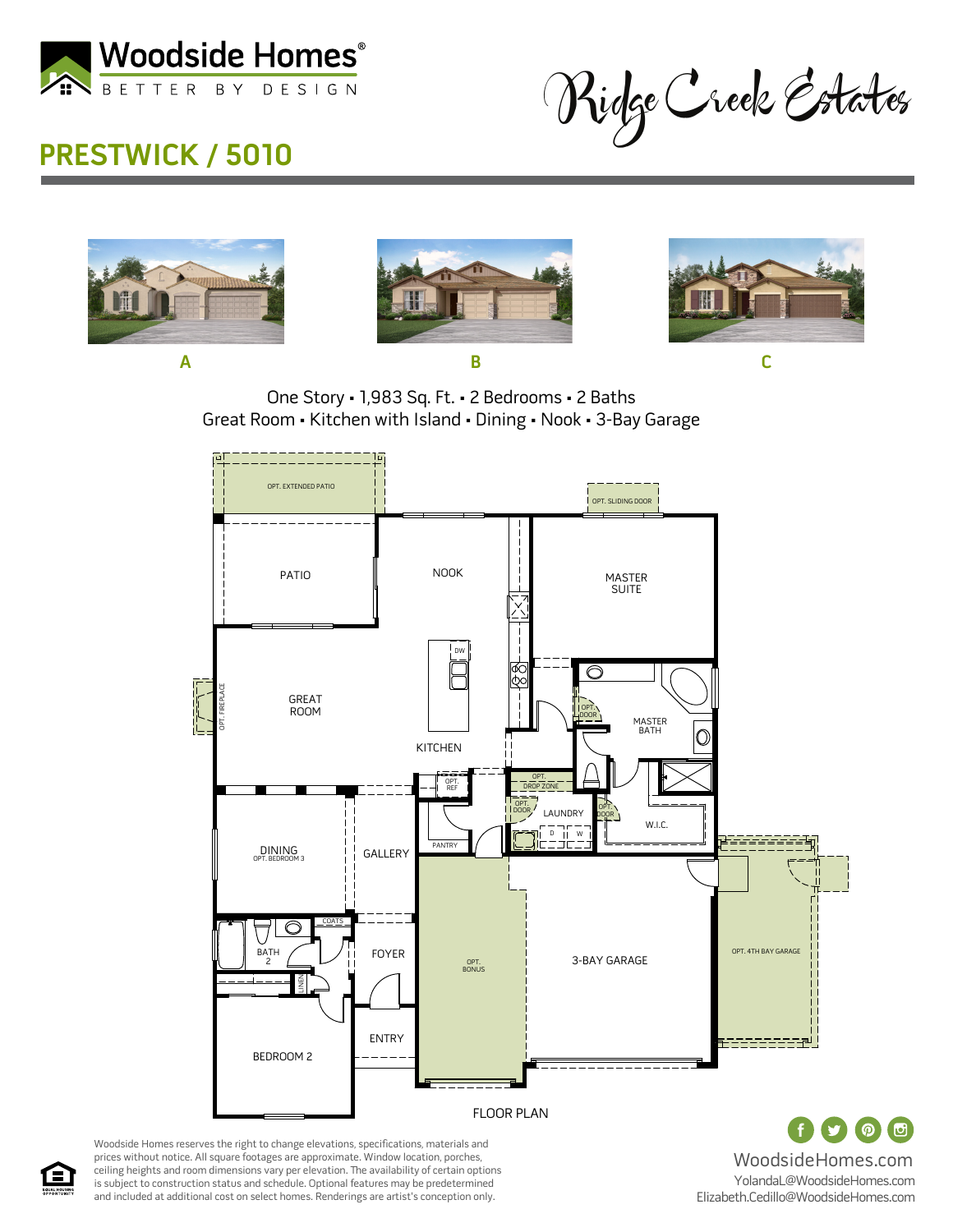Woodside Homes®
BETTER BY DESIGN

Ridge Creek Estates

# PRESTWICK / 5010

A B C

One Story ▪ 1,983 Sq. Ft. ▪ 2 Bedrooms ▪ 2 Baths
Great Room ▪ Kitchen with Island ▪ Dining ▪ Nook ▪ 3-Bay Garage

OPT. EXTENDED PATIO
OPT. SLIDING DOOR
PATIO
NOOK
MASTER SUITE
DW
OPT. FIREPLACE
GREAT ROOM
OPT. DOOR
MASTER BATH
KITCHEN
OPT. REF
OPT. DROP ZONE
OPT. DOOR
LAUNDRY
OPT. DOOR
W.I.C.
D W
PANTRY
DINING
OPT. BEDROOM 3
GALLERY
COATS
BATH 2
FOYER
OPT. BONUS
3-BAY GARAGE
OPT. 4TH BAY GARAGE
LINEN
ENTRY
BEDROOM 2

FLOOR PLAN

Woodside Homes reserves the right to change elevations, specifications, materials and prices without notice. All square footages are approximate. Window location, porches, ceiling heights and room dimensions vary per elevation. The availability of certain options is subject to construction status and schedule. Optional features may be predetermined and included at additional cost on select homes. Renderings are artist's conception only.

WoodsideHomes.com
YolandaL@WoodsideHomes.com
Elizabeth.Cedillo@WoodsideHomes.com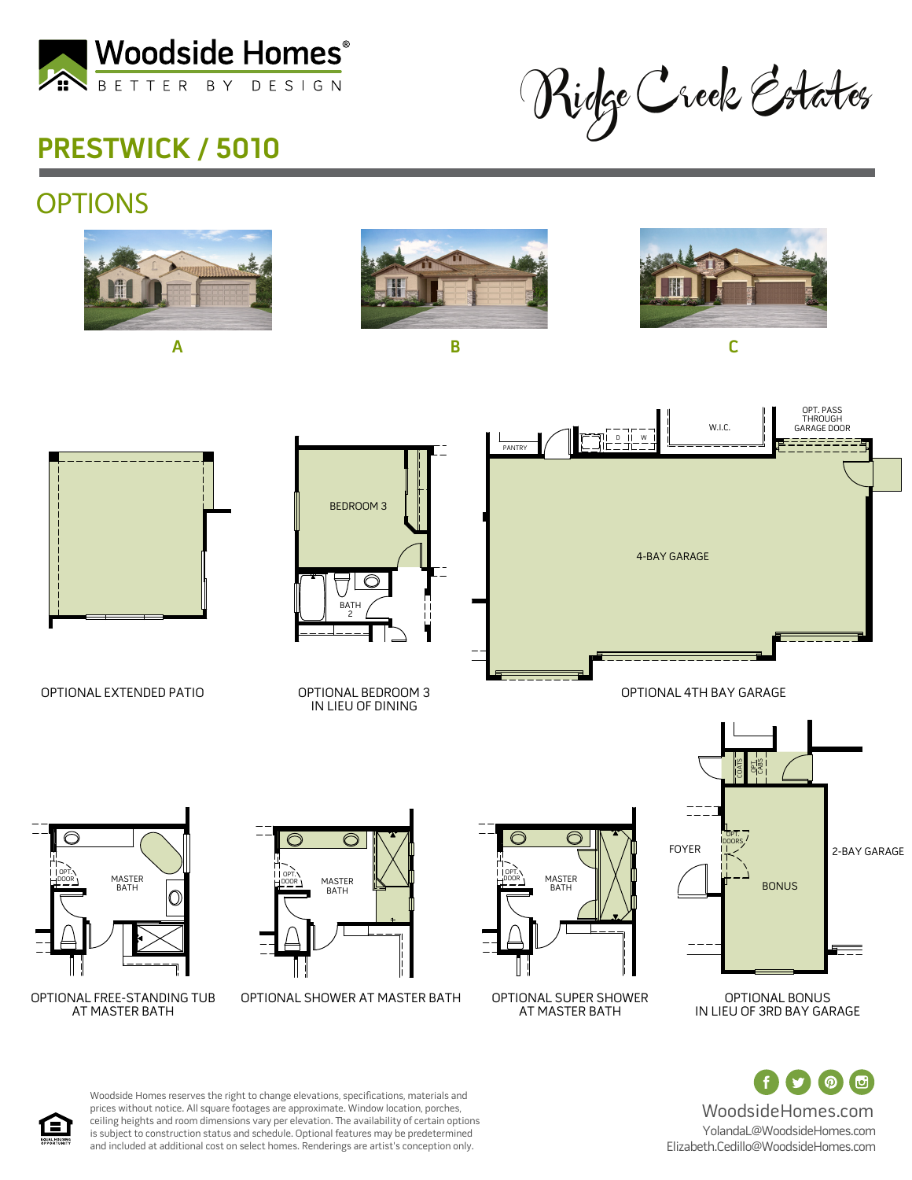Woodside Homes®

BETTER BY DESIGN

Ridge Creek Estates

# PRESTWICK / 5010

## OPTIONS

A

B

C

OPTIONAL EXTENDED PATIO

BEDROOM 3

BATH 2

OPTIONAL BEDROOM 3 IN LIEU OF DINING

PANTRY

D W

W.I.C.

OPT. PASS THROUGH GARAGE DOOR

4-BAY GARAGE

OPTIONAL 4TH BAY GARAGE

OPT. DOOR

MASTER BATH

OPTIONAL FREE-STANDING TUB AT MASTER BATH

OPT. DOOR

MASTER BATH

OPTIONAL SHOWER AT MASTER BATH

OPT. DOOR

MASTER BATH

OPTIONAL SUPER SHOWER AT MASTER BATH

COATS

OPT. CABS

OPT. DOORS

FOYER

2-BAY GARAGE

BONUS

OPTIONAL BONUS IN LIEU OF 3RD BAY GARAGE

Woodside Homes reserves the right to change elevations, specifications, materials and prices without notice. All square footages are approximate. Window location, porches, ceiling heights and room dimensions vary per elevation. The availability of certain options is subject to construction status and schedule. Optional features may be predetermined and included at additional cost on select homes. Renderings are artist's conception only.

EQUAL HOUSING OPPORTUNITY

WoodsideHomes.com

YolandaL@WoodsideHomes.com

Elizabeth.Cedillo@WoodsideHomes.com